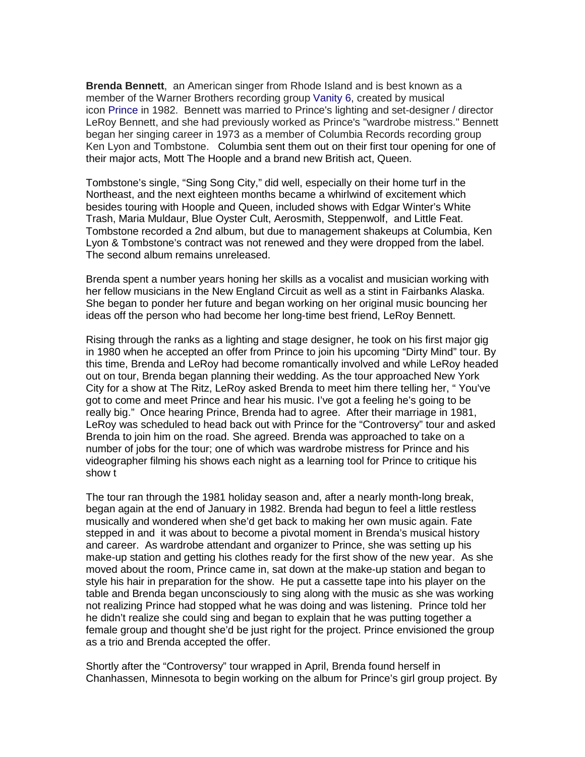**Brenda Bennett**, an American singer from Rhode Island and is best known as a member of the Warner Brothers recording group Vanity 6, created by musical icon Prince in 1982. Bennett was married to Prince's lighting and set-designer / director LeRoy Bennett, and she had previously worked as Prince's "wardrobe mistress." Bennett began her singing career in 1973 as a member of Columbia Records recording group Ken Lyon and Tombstone. Columbia sent them out on their first tour opening for one of their major acts, Mott The Hoople and a brand new British act, Queen.

Tombstone's single, "Sing Song City," did well, especially on their home turf in the Northeast, and the next eighteen months became a whirlwind of excitement which besides touring with Hoople and Queen, included shows with Edgar Winter's White Trash, Maria Muldaur, Blue Oyster Cult, Aerosmith, Steppenwolf, and Little Feat. Tombstone recorded a 2nd album, but due to management shakeups at Columbia, Ken Lyon & Tombstone's contract was not renewed and they were dropped from the label. The second album remains unreleased.

Brenda spent a number years honing her skills as a vocalist and musician working with her fellow musicians in the New England Circuit as well as a stint in Fairbanks Alaska. She began to ponder her future and began working on her original music bouncing her ideas off the person who had become her long-time best friend, LeRoy Bennett.

Rising through the ranks as a lighting and stage designer, he took on his first major gig in 1980 when he accepted an offer from Prince to join his upcoming "Dirty Mind" tour. By this time, Brenda and LeRoy had become romantically involved and while LeRoy headed out on tour, Brenda began planning their wedding. As the tour approached New York City for a show at The Ritz, LeRoy asked Brenda to meet him there telling her, " You've got to come and meet Prince and hear his music. I've got a feeling he's going to be really big." Once hearing Prince, Brenda had to agree. After their marriage in 1981, LeRoy was scheduled to head back out with Prince for the "Controversy" tour and asked Brenda to join him on the road. She agreed. Brenda was approached to take on a number of jobs for the tour; one of which was wardrobe mistress for Prince and his videographer filming his shows each night as a learning tool for Prince to critique his show t

The tour ran through the 1981 holiday season and, after a nearly month-long break, began again at the end of January in 1982. Brenda had begun to feel a little restless musically and wondered when she'd get back to making her own music again. Fate stepped in and it was about to become a pivotal moment in Brenda's musical history and career. As wardrobe attendant and organizer to Prince, she was setting up his make-up station and getting his clothes ready for the first show of the new year. As she moved about the room, Prince came in, sat down at the make-up station and began to style his hair in preparation for the show. He put a cassette tape into his player on the table and Brenda began unconsciously to sing along with the music as she was working not realizing Prince had stopped what he was doing and was listening. Prince told her he didn't realize she could sing and began to explain that he was putting together a female group and thought she'd be just right for the project. Prince envisioned the group as a trio and Brenda accepted the offer.

Shortly after the "Controversy" tour wrapped in April, Brenda found herself in Chanhassen, Minnesota to begin working on the album for Prince's girl group project. By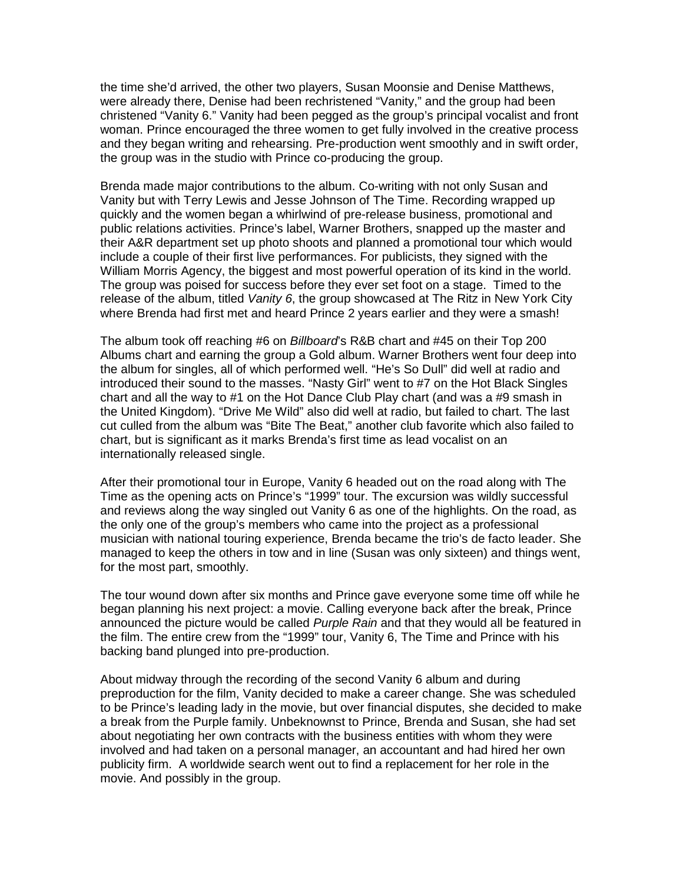the time she'd arrived, the other two players, Susan Moonsie and Denise Matthews, were already there, Denise had been rechristened "Vanity," and the group had been christened "Vanity 6." Vanity had been pegged as the group's principal vocalist and front woman. Prince encouraged the three women to get fully involved in the creative process and they began writing and rehearsing. Pre-production went smoothly and in swift order, the group was in the studio with Prince co-producing the group.

Brenda made major contributions to the album. Co-writing with not only Susan and Vanity but with Terry Lewis and Jesse Johnson of The Time. Recording wrapped up quickly and the women began a whirlwind of pre-release business, promotional and public relations activities. Prince's label, Warner Brothers, snapped up the master and their A&R department set up photo shoots and planned a promotional tour which would include a couple of their first live performances. For publicists, they signed with the William Morris Agency, the biggest and most powerful operation of its kind in the world. The group was poised for success before they ever set foot on a stage. Timed to the release of the album, titled *Vanity 6*, the group showcased at The Ritz in New York City where Brenda had first met and heard Prince 2 years earlier and they were a smash!

The album took off reaching #6 on *Billboard*'s R&B chart and #45 on their Top 200 Albums chart and earning the group a Gold album. Warner Brothers went four deep into the album for singles, all of which performed well. "He's So Dull" did well at radio and introduced their sound to the masses. "Nasty Girl" went to #7 on the Hot Black Singles chart and all the way to #1 on the Hot Dance Club Play chart (and was a #9 smash in the United Kingdom). "Drive Me Wild" also did well at radio, but failed to chart. The last cut culled from the album was "Bite The Beat," another club favorite which also failed to chart, but is significant as it marks Brenda's first time as lead vocalist on an internationally released single.

After their promotional tour in Europe, Vanity 6 headed out on the road along with The Time as the opening acts on Prince's "1999" tour. The excursion was wildly successful and reviews along the way singled out Vanity 6 as one of the highlights. On the road, as the only one of the group's members who came into the project as a professional musician with national touring experience, Brenda became the trio's de facto leader. She managed to keep the others in tow and in line (Susan was only sixteen) and things went, for the most part, smoothly.

The tour wound down after six months and Prince gave everyone some time off while he began planning his next project: a movie. Calling everyone back after the break, Prince announced the picture would be called *Purple Rain* and that they would all be featured in the film. The entire crew from the "1999" tour, Vanity 6, The Time and Prince with his backing band plunged into pre-production.

About midway through the recording of the second Vanity 6 album and during preproduction for the film, Vanity decided to make a career change. She was scheduled to be Prince's leading lady in the movie, but over financial disputes, she decided to make a break from the Purple family. Unbeknownst to Prince, Brenda and Susan, she had set about negotiating her own contracts with the business entities with whom they were involved and had taken on a personal manager, an accountant and had hired her own publicity firm. A worldwide search went out to find a replacement for her role in the movie. And possibly in the group.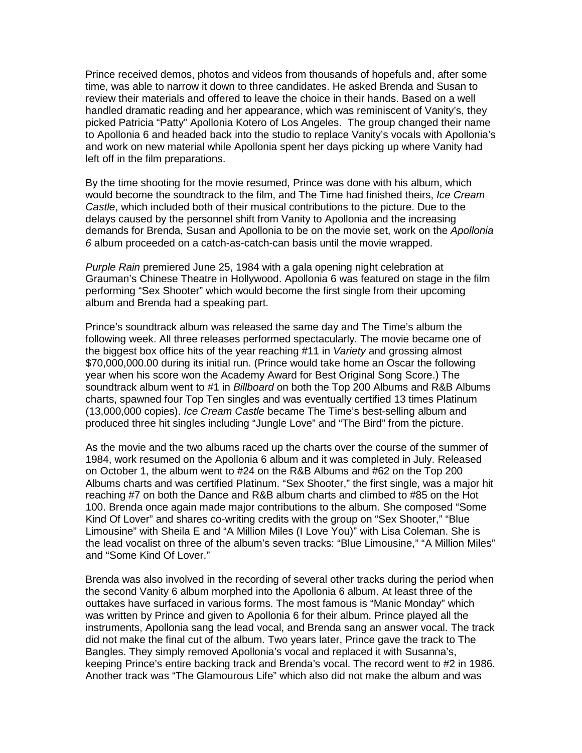Prince received demos, photos and videos from thousands of hopefuls and, after some time, was able to narrow it down to three candidates. He asked Brenda and Susan to review their materials and offered to leave the choice in their hands. Based on a well handled dramatic reading and her appearance, which was reminiscent of Vanity's, they picked Patricia "Patty" Apollonia Kotero of Los Angeles. The group changed their name to Apollonia 6 and headed back into the studio to replace Vanity's vocals with Apollonia's and work on new material while Apollonia spent her days picking up where Vanity had left off in the film preparations.

By the time shooting for the movie resumed, Prince was done with his album, which would become the soundtrack to the film, and The Time had finished theirs, *Ice Cream Castle*, which included both of their musical contributions to the picture. Due to the delays caused by the personnel shift from Vanity to Apollonia and the increasing demands for Brenda, Susan and Apollonia to be on the movie set, work on the *Apollonia 6* album proceeded on a catch-as-catch-can basis until the movie wrapped.

*Purple Rain* premiered June 25, 1984 with a gala opening night celebration at Grauman's Chinese Theatre in Hollywood. Apollonia 6 was featured on stage in the film performing "Sex Shooter" which would become the first single from their upcoming album and Brenda had a speaking part.

Prince's soundtrack album was released the same day and The Time's album the following week. All three releases performed spectacularly. The movie became one of the biggest box office hits of the year reaching #11 in *Variety* and grossing almost $70,000,000.00 during its initial run. (Prince would take home an Oscar the following year when his score won the Academy Award for Best Original Song Score.) The soundtrack album went to #1 in *Billboard* on both the Top 200 Albums and R&B Albums charts, spawned four Top Ten singles and was eventually certified 13 times Platinum (13,000,000 copies). *Ice Cream Castle* became The Time's best-selling album and produced three hit singles including "Jungle Love" and "The Bird" from the picture.

As the movie and the two albums raced up the charts over the course of the summer of 1984, work resumed on the Apollonia 6 album and it was completed in July. Released on October 1, the album went to #24 on the R&B Albums and #62 on the Top 200 Albums charts and was certified Platinum. "Sex Shooter," the first single, was a major hit reaching #7 on both the Dance and R&B album charts and climbed to #85 on the Hot 100. Brenda once again made major contributions to the album. She composed "Some Kind Of Lover" and shares co-writing credits with the group on "Sex Shooter," "Blue Limousine" with Sheila E and "A Million Miles (I Love You)" with Lisa Coleman. She is the lead vocalist on three of the album's seven tracks: "Blue Limousine," "A Million Miles" and "Some Kind Of Lover."

Brenda was also involved in the recording of several other tracks during the period when the second Vanity 6 album morphed into the Apollonia 6 album. At least three of the outtakes have surfaced in various forms. The most famous is "Manic Monday" which was written by Prince and given to Apollonia 6 for their album. Prince played all the instruments, Apollonia sang the lead vocal, and Brenda sang an answer vocal. The track did not make the final cut of the album. Two years later, Prince gave the track to The Bangles. They simply removed Apollonia's vocal and replaced it with Susanna's, keeping Prince's entire backing track and Brenda's vocal. The record went to #2 in 1986. Another track was "The Glamourous Life" which also did not make the album and was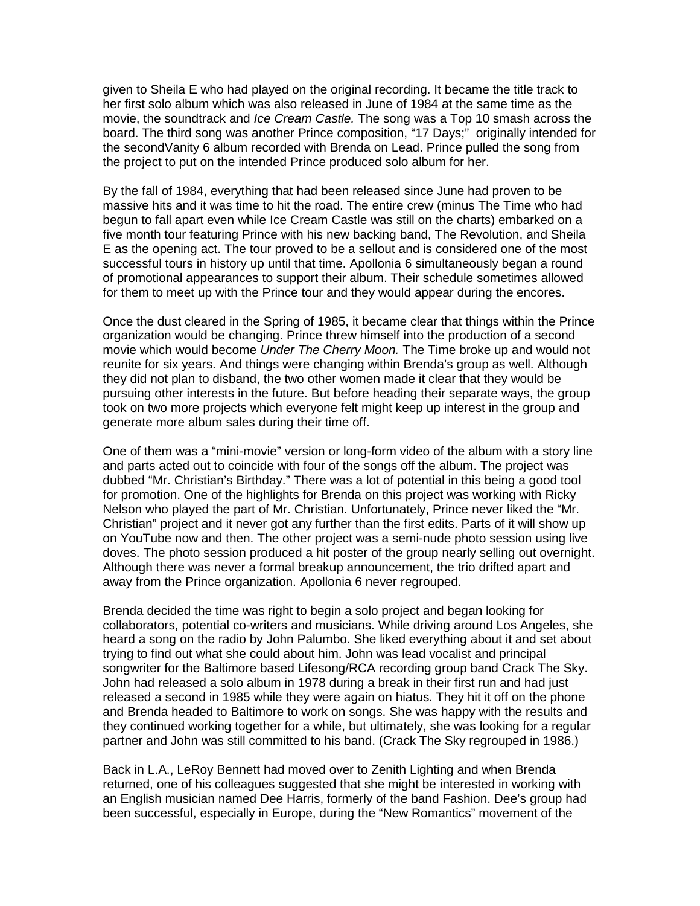given to Sheila E who had played on the original recording. It became the title track to her first solo album which was also released in June of 1984 at the same time as the movie, the soundtrack and *Ice Cream Castle.* The song was a Top 10 smash across the board. The third song was another Prince composition, "17 Days;" originally intended for the secondVanity 6 album recorded with Brenda on Lead. Prince pulled the song from the project to put on the intended Prince produced solo album for her.

By the fall of 1984, everything that had been released since June had proven to be massive hits and it was time to hit the road. The entire crew (minus The Time who had begun to fall apart even while Ice Cream Castle was still on the charts) embarked on a five month tour featuring Prince with his new backing band, The Revolution, and Sheila E as the opening act. The tour proved to be a sellout and is considered one of the most successful tours in history up until that time. Apollonia 6 simultaneously began a round of promotional appearances to support their album. Their schedule sometimes allowed for them to meet up with the Prince tour and they would appear during the encores.

Once the dust cleared in the Spring of 1985, it became clear that things within the Prince organization would be changing. Prince threw himself into the production of a second movie which would become *Under The Cherry Moon.* The Time broke up and would not reunite for six years. And things were changing within Brenda's group as well. Although they did not plan to disband, the two other women made it clear that they would be pursuing other interests in the future. But before heading their separate ways, the group took on two more projects which everyone felt might keep up interest in the group and generate more album sales during their time off.

One of them was a "mini-movie" version or long-form video of the album with a story line and parts acted out to coincide with four of the songs off the album. The project was dubbed "Mr. Christian's Birthday." There was a lot of potential in this being a good tool for promotion. One of the highlights for Brenda on this project was working with Ricky Nelson who played the part of Mr. Christian. Unfortunately, Prince never liked the "Mr. Christian" project and it never got any further than the first edits. Parts of it will show up on YouTube now and then. The other project was a semi-nude photo session using live doves. The photo session produced a hit poster of the group nearly selling out overnight. Although there was never a formal breakup announcement, the trio drifted apart and away from the Prince organization. Apollonia 6 never regrouped.

Brenda decided the time was right to begin a solo project and began looking for collaborators, potential co-writers and musicians. While driving around Los Angeles, she heard a song on the radio by John Palumbo. She liked everything about it and set about trying to find out what she could about him. John was lead vocalist and principal songwriter for the Baltimore based Lifesong/RCA recording group band Crack The Sky. John had released a solo album in 1978 during a break in their first run and had just released a second in 1985 while they were again on hiatus. They hit it off on the phone and Brenda headed to Baltimore to work on songs. She was happy with the results and they continued working together for a while, but ultimately, she was looking for a regular partner and John was still committed to his band. (Crack The Sky regrouped in 1986.)

Back in L.A., LeRoy Bennett had moved over to Zenith Lighting and when Brenda returned, one of his colleagues suggested that she might be interested in working with an English musician named Dee Harris, formerly of the band Fashion. Dee's group had been successful, especially in Europe, during the "New Romantics" movement of the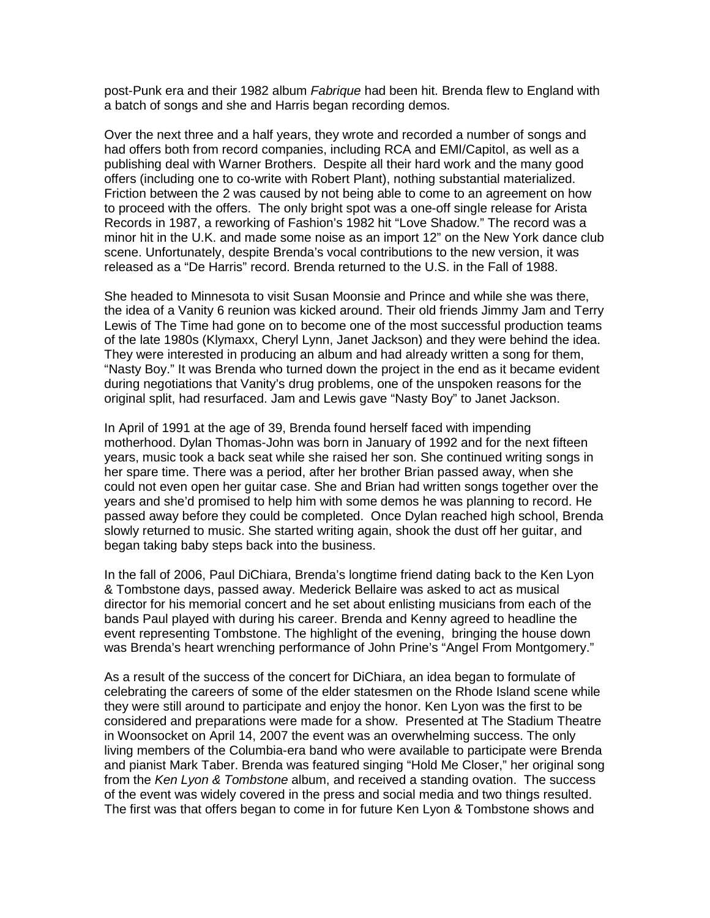post-Punk era and their 1982 album *Fabrique* had been hit. Brenda flew to England with a batch of songs and she and Harris began recording demos.

Over the next three and a half years, they wrote and recorded a number of songs and had offers both from record companies, including RCA and EMI/Capitol, as well as a publishing deal with Warner Brothers. Despite all their hard work and the many good offers (including one to co-write with Robert Plant), nothing substantial materialized. Friction between the 2 was caused by not being able to come to an agreement on how to proceed with the offers. The only bright spot was a one-off single release for Arista Records in 1987, a reworking of Fashion's 1982 hit "Love Shadow." The record was a minor hit in the U.K. and made some noise as an import 12" on the New York dance club scene. Unfortunately, despite Brenda's vocal contributions to the new version, it was released as a "De Harris" record. Brenda returned to the U.S. in the Fall of 1988.

She headed to Minnesota to visit Susan Moonsie and Prince and while she was there, the idea of a Vanity 6 reunion was kicked around. Their old friends Jimmy Jam and Terry Lewis of The Time had gone on to become one of the most successful production teams of the late 1980s (Klymaxx, Cheryl Lynn, Janet Jackson) and they were behind the idea. They were interested in producing an album and had already written a song for them, "Nasty Boy." It was Brenda who turned down the project in the end as it became evident during negotiations that Vanity's drug problems, one of the unspoken reasons for the original split, had resurfaced. Jam and Lewis gave "Nasty Boy" to Janet Jackson.

In April of 1991 at the age of 39, Brenda found herself faced with impending motherhood. Dylan Thomas-John was born in January of 1992 and for the next fifteen years, music took a back seat while she raised her son. She continued writing songs in her spare time. There was a period, after her brother Brian passed away, when she could not even open her guitar case. She and Brian had written songs together over the years and she'd promised to help him with some demos he was planning to record. He passed away before they could be completed. Once Dylan reached high school, Brenda slowly returned to music. She started writing again, shook the dust off her guitar, and began taking baby steps back into the business.

In the fall of 2006, Paul DiChiara, Brenda's longtime friend dating back to the Ken Lyon & Tombstone days, passed away. Mederick Bellaire was asked to act as musical director for his memorial concert and he set about enlisting musicians from each of the bands Paul played with during his career. Brenda and Kenny agreed to headline the event representing Tombstone. The highlight of the evening, bringing the house down was Brenda's heart wrenching performance of John Prine's "Angel From Montgomery."

As a result of the success of the concert for DiChiara, an idea began to formulate of celebrating the careers of some of the elder statesmen on the Rhode Island scene while they were still around to participate and enjoy the honor. Ken Lyon was the first to be considered and preparations were made for a show. Presented at The Stadium Theatre in Woonsocket on April 14, 2007 the event was an overwhelming success. The only living members of the Columbia-era band who were available to participate were Brenda and pianist Mark Taber. Brenda was featured singing "Hold Me Closer," her original song from the *Ken Lyon & Tombstone* album, and received a standing ovation. The success of the event was widely covered in the press and social media and two things resulted. The first was that offers began to come in for future Ken Lyon & Tombstone shows and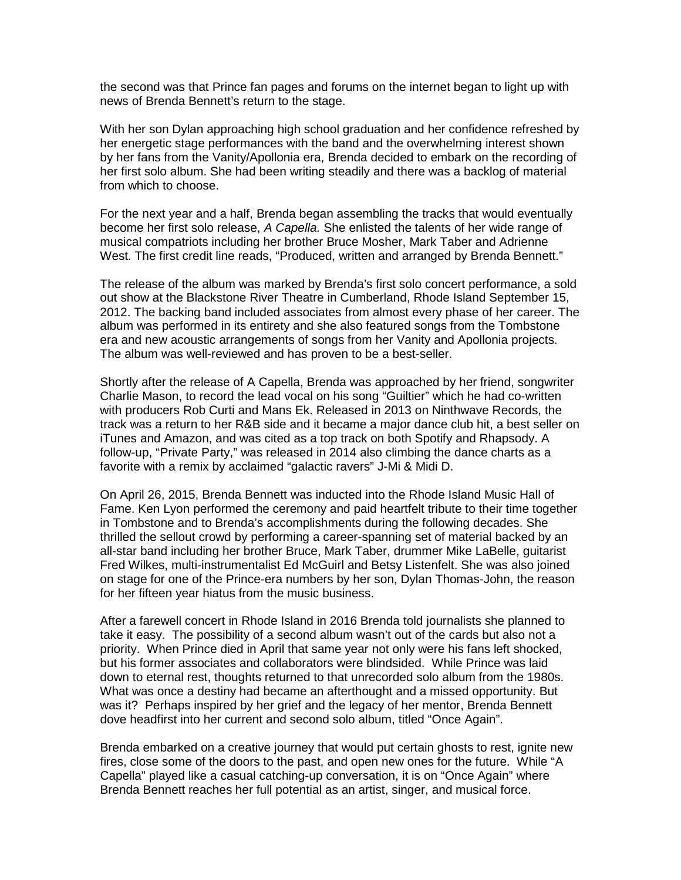the second was that Prince fan pages and forums on the internet began to light up with news of Brenda Bennett's return to the stage.

With her son Dylan approaching high school graduation and her confidence refreshed by her energetic stage performances with the band and the overwhelming interest shown by her fans from the Vanity/Apollonia era, Brenda decided to embark on the recording of her first solo album. She had been writing steadily and there was a backlog of material from which to choose.

For the next year and a half, Brenda began assembling the tracks that would eventually become her first solo release, *A Capella.* She enlisted the talents of her wide range of musical compatriots including her brother Bruce Mosher, Mark Taber and Adrienne West. The first credit line reads, "Produced, written and arranged by Brenda Bennett."

The release of the album was marked by Brenda's first solo concert performance, a sold out show at the Blackstone River Theatre in Cumberland, Rhode Island September 15, 2012. The backing band included associates from almost every phase of her career. The album was performed in its entirety and she also featured songs from the Tombstone era and new acoustic arrangements of songs from her Vanity and Apollonia projects. The album was well-reviewed and has proven to be a best-seller.

Shortly after the release of A Capella, Brenda was approached by her friend, songwriter Charlie Mason, to record the lead vocal on his song "Guiltier" which he had co-written with producers Rob Curti and Mans Ek. Released in 2013 on Ninthwave Records, the track was a return to her R&B side and it became a major dance club hit, a best seller on iTunes and Amazon, and was cited as a top track on both Spotify and Rhapsody. A follow-up, "Private Party," was released in 2014 also climbing the dance charts as a favorite with a remix by acclaimed "galactic ravers" J-Mi & Midi D.

On April 26, 2015, Brenda Bennett was inducted into the Rhode Island Music Hall of Fame. Ken Lyon performed the ceremony and paid heartfelt tribute to their time together in Tombstone and to Brenda's accomplishments during the following decades. She thrilled the sellout crowd by performing a career-spanning set of material backed by an all-star band including her brother Bruce, Mark Taber, drummer Mike LaBelle, guitarist Fred Wilkes, multi-instrumentalist Ed McGuirl and Betsy Listenfelt. She was also joined on stage for one of the Prince-era numbers by her son, Dylan Thomas-John, the reason for her fifteen year hiatus from the music business.

After a farewell concert in Rhode Island in 2016 Brenda told journalists she planned to take it easy. The possibility of a second album wasn't out of the cards but also not a priority. When Prince died in April that same year not only were his fans left shocked, but his former associates and collaborators were blindsided. While Prince was laid down to eternal rest, thoughts returned to that unrecorded solo album from the 1980s. What was once a destiny had became an afterthought and a missed opportunity. But was it? Perhaps inspired by her grief and the legacy of her mentor, Brenda Bennett dove headfirst into her current and second solo album, titled "Once Again".

Brenda embarked on a creative journey that would put certain ghosts to rest, ignite new fires, close some of the doors to the past, and open new ones for the future. While "A Capella" played like a casual catching-up conversation, it is on "Once Again" where Brenda Bennett reaches her full potential as an artist, singer, and musical force.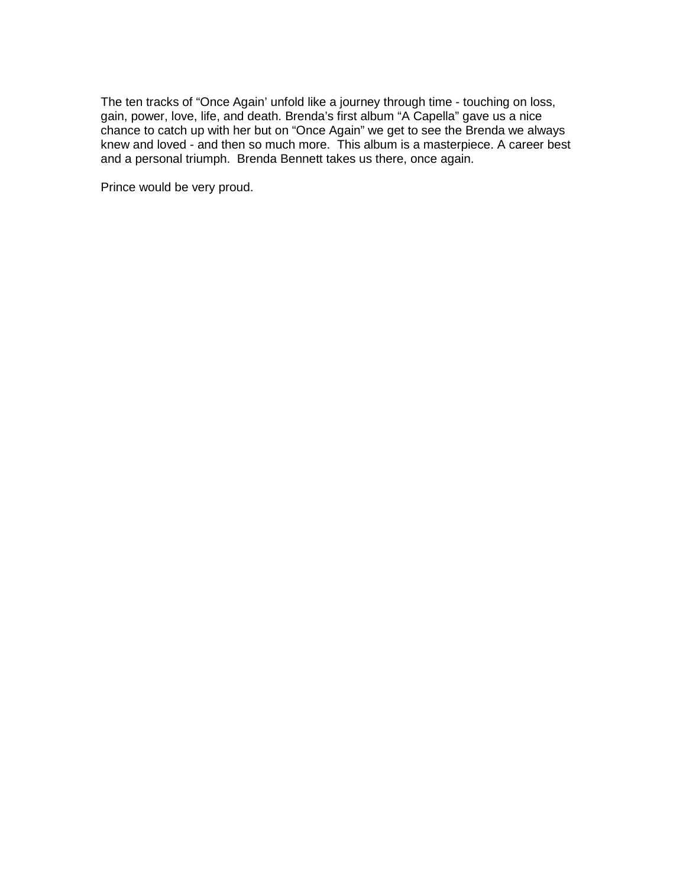The ten tracks of “Once Again’ unfold like a journey through time - touching on loss, gain, power, love, life, and death. Brenda’s first album “A Capella” gave us a nice chance to catch up with her but on “Once Again” we get to see the Brenda we always knew and loved - and then so much more. This album is a masterpiece. A career best and a personal triumph. Brenda Bennett takes us there, once again.

Prince would be very proud.